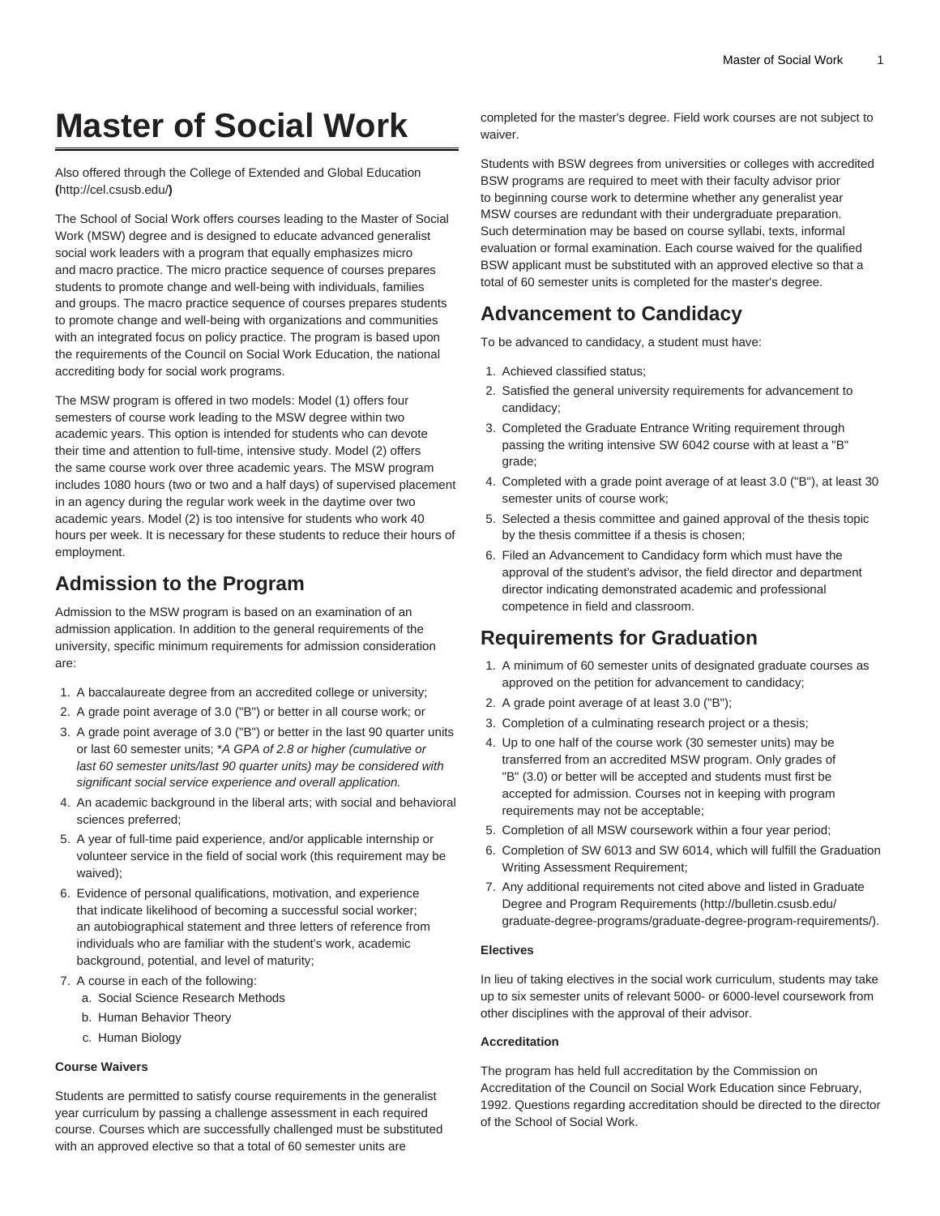# Master of Social Work

Also offered through the College of Extended and Global Education **(**http://cel.csusb.edu/**)**

The School of Social Work offers courses leading to the Master of Social Work (MSW) degree and is designed to educate advanced generalist social work leaders with a program that equally emphasizes micro and macro practice. The micro practice sequence of courses prepares students to promote change and well-being with individuals, families and groups. The macro practice sequence of courses prepares students to promote change and well-being with organizations and communities with an integrated focus on policy practice. The program is based upon the requirements of the Council on Social Work Education, the national accrediting body for social work programs.

The MSW program is offered in two models: Model (1) offers four semesters of course work leading to the MSW degree within two academic years. This option is intended for students who can devote their time and attention to full-time, intensive study. Model (2) offers the same course work over three academic years. The MSW program includes 1080 hours (two or two and a half days) of supervised placement in an agency during the regular work week in the daytime over two academic years. Model (2) is too intensive for students who work 40 hours per week. It is necessary for these students to reduce their hours of employment.

## Admission to the Program

Admission to the MSW program is based on an examination of an admission application. In addition to the general requirements of the university, specific minimum requirements for admission consideration are:

1. A baccalaureate degree from an accredited college or university;
2. A grade point average of 3.0 ("B") or better in all course work; or
3. A grade point average of 3.0 ("B") or better in the last 90 quarter units or last 60 semester units; **A GPA of 2.8 or higher (cumulative or last 60 semester units/last 90 quarter units) may be considered with significant social service experience and overall application.*
4. An academic background in the liberal arts; with social and behavioral sciences preferred;
5. A year of full-time paid experience, and/or applicable internship or volunteer service in the field of social work (this requirement may be waived);
6. Evidence of personal qualifications, motivation, and experience that indicate likelihood of becoming a successful social worker; an autobiographical statement and three letters of reference from individuals who are familiar with the student's work, academic background, potential, and level of maturity;
7. A course in each of the following:
   1. Social Science Research Methods
   2. Human Behavior Theory
   3. Human Biology

#### Course Waivers

Students are permitted to satisfy course requirements in the generalist year curriculum by passing a challenge assessment in each required course. Courses which are successfully challenged must be substituted with an approved elective so that a total of 60 semester units are completed for the master's degree. Field work courses are not subject to waiver.

Students with BSW degrees from universities or colleges with accredited BSW programs are required to meet with their faculty advisor prior to beginning course work to determine whether any generalist year MSW courses are redundant with their undergraduate preparation. Such determination may be based on course syllabi, texts, informal evaluation or formal examination. Each course waived for the qualified BSW applicant must be substituted with an approved elective so that a total of 60 semester units is completed for the master's degree.

## Advancement to Candidacy

To be advanced to candidacy, a student must have:

1. Achieved classified status;
2. Satisfied the general university requirements for advancement to candidacy;
3. Completed the Graduate Entrance Writing requirement through passing the writing intensive SW 6042 course with at least a "B" grade;
4. Completed with a grade point average of at least 3.0 ("B"), at least 30 semester units of course work;
5. Selected a thesis committee and gained approval of the thesis topic by the thesis committee if a thesis is chosen;
6. Filed an Advancement to Candidacy form which must have the approval of the student's advisor, the field director and department director indicating demonstrated academic and professional competence in field and classroom.

## Requirements for Graduation

1. A minimum of 60 semester units of designated graduate courses as approved on the petition for advancement to candidacy;
2. A grade point average of at least 3.0 ("B");
3. Completion of a culminating research project or a thesis;
4. Up to one half of the course work (30 semester units) may be transferred from an accredited MSW program. Only grades of "B" (3.0) or better will be accepted and students must first be accepted for admission. Courses not in keeping with program requirements may not be acceptable;
5. Completion of all MSW coursework within a four year period;
6. Completion of SW 6013 and SW 6014, which will fulfill the Graduation Writing Assessment Requirement;
7. Any additional requirements not cited above and listed in Graduate Degree and Program Requirements (http://bulletin.csusb.edu/graduate-degree-programs/graduate-degree-program-requirements/).

#### Electives

In lieu of taking electives in the social work curriculum, students may take up to six semester units of relevant 5000- or 6000-level coursework from other disciplines with the approval of their advisor.

#### Accreditation

The program has held full accreditation by the Commission on Accreditation of the Council on Social Work Education since February, 1992. Questions regarding accreditation should be directed to the director of the School of Social Work.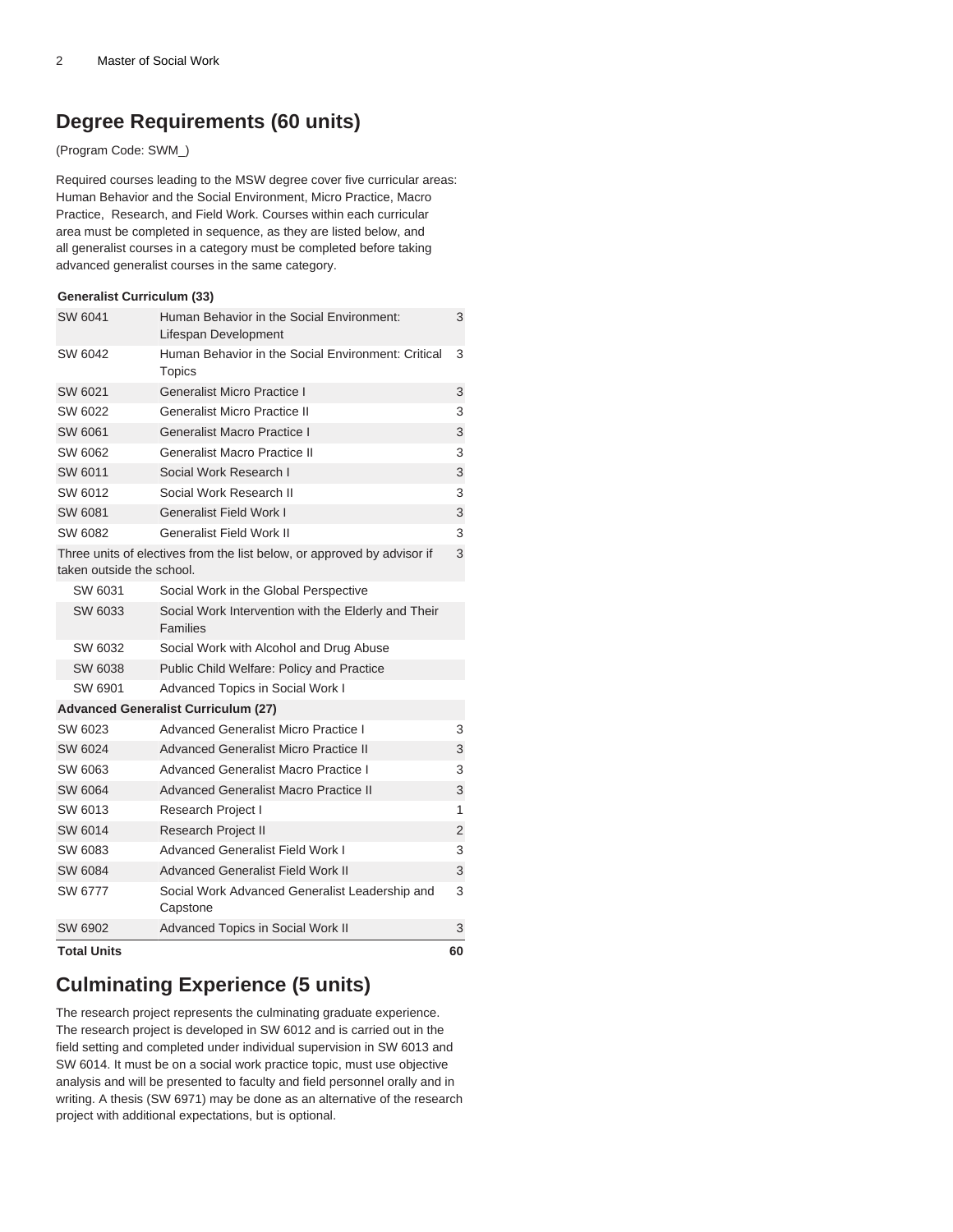## Degree Requirements (60 units)

(Program Code: SWM_)

Required courses leading to the MSW degree cover five curricular areas: Human Behavior and the Social Environment, Micro Practice, Macro Practice, Research, and Field Work. Courses within each curricular area must be completed in sequence, as they are listed below, and all generalist courses in a category must be completed before taking advanced generalist courses in the same category.

| | | |
|---|---|---|
| **Generalist Curriculum (33)** | | |
| SW 6041 | Human Behavior in the Social Environment: Lifespan Development | 3 |
| SW 6042 | Human Behavior in the Social Environment: Critical Topics | 3 |
| SW 6021 | Generalist Micro Practice I | 3 |
| SW 6022 | Generalist Micro Practice II | 3 |
| SW 6061 | Generalist Macro Practice I | 3 |
| SW 6062 | Generalist Macro Practice II | 3 |
| SW 6011 | Social Work Research I | 3 |
| SW 6012 | Social Work Research II | 3 |
| SW 6081 | Generalist Field Work I | 3 |
| SW 6082 | Generalist Field Work II | 3 |
| Three units of electives from the list below, or approved by advisor if taken outside the school. | | 3 |
| SW 6031 | Social Work in the Global Perspective | |
| SW 6033 | Social Work Intervention with the Elderly and Their Families | |
| SW 6032 | Social Work with Alcohol and Drug Abuse | |
| SW 6038 | Public Child Welfare: Policy and Practice | |
| SW 6901 | Advanced Topics in Social Work I | |
| **Advanced Generalist Curriculum (27)** | | |
| SW 6023 | Advanced Generalist Micro Practice I | 3 |
| SW 6024 | Advanced Generalist Micro Practice II | 3 |
| SW 6063 | Advanced Generalist Macro Practice I | 3 |
| SW 6064 | Advanced Generalist Macro Practice II | 3 |
| SW 6013 | Research Project I | 1 |
| SW 6014 | Research Project II | 2 |
| SW 6083 | Advanced Generalist Field Work I | 3 |
| SW 6084 | Advanced Generalist Field Work II | 3 |
| SW 6777 | Social Work Advanced Generalist Leadership and Capstone | 3 |
| SW 6902 | Advanced Topics in Social Work II | 3 |
| **Total Units** | | **60** |

## Culminating Experience (5 units)

The research project represents the culminating graduate experience. The research project is developed in SW 6012 and is carried out in the field setting and completed under individual supervision in SW 6013 and SW 6014. It must be on a social work practice topic, must use objective analysis and will be presented to faculty and field personnel orally and in writing. A thesis (SW 6971) may be done as an alternative of the research project with additional expectations, but is optional.